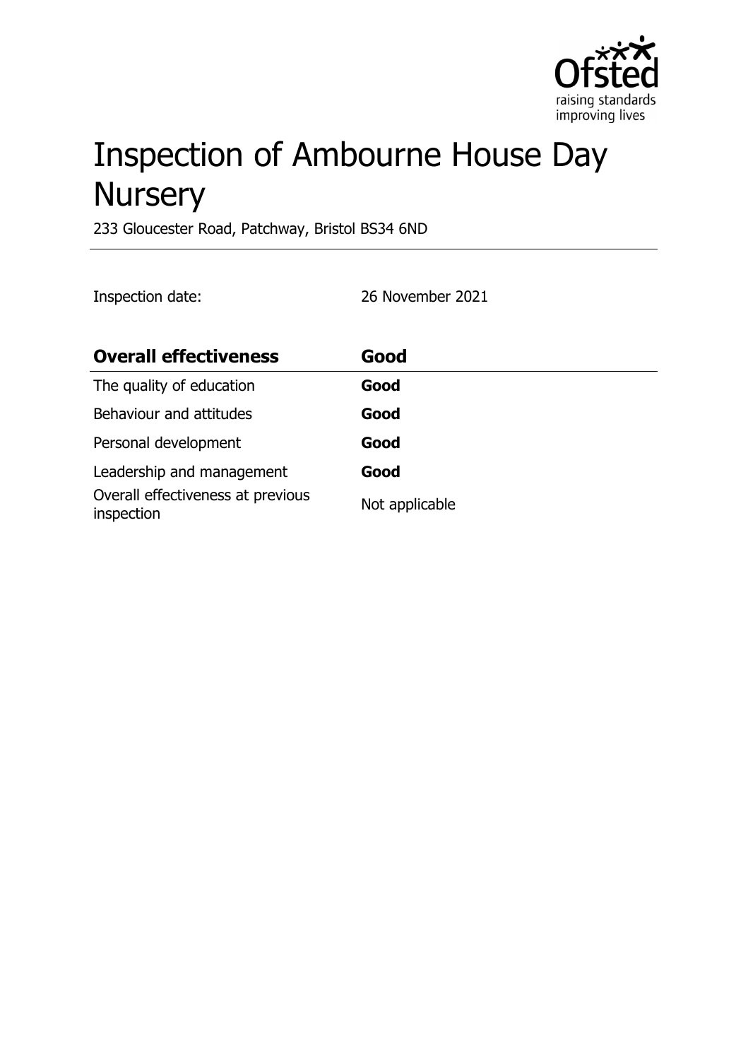# Inspection of Ambourne House Day Nursery

233 Gloucester Road, Patchway, Bristol BS34 6ND

Inspection date: 26 November 2021

| Overall effectiveness | Good |
| --- | --- |
| The quality of education | **Good** |
| Behaviour and attitudes | **Good** |
| Personal development | **Good** |
| Leadership and management | **Good** |
| Overall effectiveness at previous inspection | Not applicable |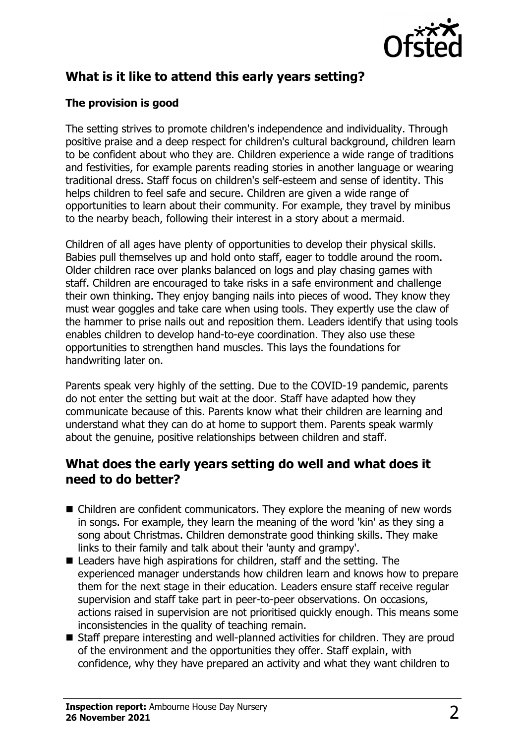## What is it like to attend this early years setting?

### The provision is good

The setting strives to promote children's independence and individuality. Through positive praise and a deep respect for children's cultural background, children learn to be confident about who they are. Children experience a wide range of traditions and festivities, for example parents reading stories in another language or wearing traditional dress. Staff focus on children's self-esteem and sense of identity. This helps children to feel safe and secure. Children are given a wide range of opportunities to learn about their community. For example, they travel by minibus to the nearby beach, following their interest in a story about a mermaid.

Children of all ages have plenty of opportunities to develop their physical skills. Babies pull themselves up and hold onto staff, eager to toddle around the room. Older children race over planks balanced on logs and play chasing games with staff. Children are encouraged to take risks in a safe environment and challenge their own thinking. They enjoy banging nails into pieces of wood. They know they must wear goggles and take care when using tools. They expertly use the claw of the hammer to prise nails out and reposition them. Leaders identify that using tools enables children to develop hand-to-eye coordination. They also use these opportunities to strengthen hand muscles. This lays the foundations for handwriting later on.

Parents speak very highly of the setting. Due to the COVID-19 pandemic, parents do not enter the setting but wait at the door. Staff have adapted how they communicate because of this. Parents know what their children are learning and understand what they can do at home to support them. Parents speak warmly about the genuine, positive relationships between children and staff.

## What does the early years setting do well and what does it need to do better?

- Children are confident communicators. They explore the meaning of new words in songs. For example, they learn the meaning of the word 'kin' as they sing a song about Christmas. Children demonstrate good thinking skills. They make links to their family and talk about their 'aunty and grampy'.
- Leaders have high aspirations for children, staff and the setting. The experienced manager understands how children learn and knows how to prepare them for the next stage in their education. Leaders ensure staff receive regular supervision and staff take part in peer-to-peer observations. On occasions, actions raised in supervision are not prioritised quickly enough. This means some inconsistencies in the quality of teaching remain.
- Staff prepare interesting and well-planned activities for children. They are proud of the environment and the opportunities they offer. Staff explain, with confidence, why they have prepared an activity and what they want children to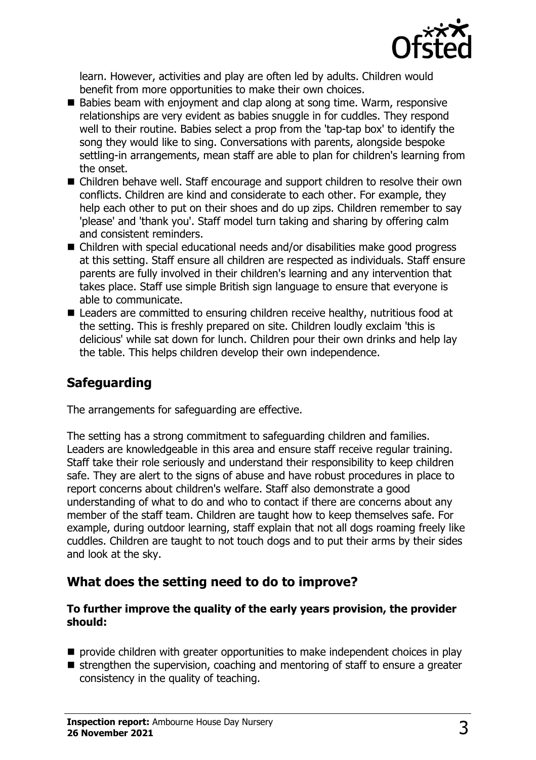learn. However, activities and play are often led by adults. Children would benefit from more opportunities to make their own choices.

- Babies beam with enjoyment and clap along at song time. Warm, responsive relationships are very evident as babies snuggle in for cuddles. They respond well to their routine. Babies select a prop from the 'tap-tap box' to identify the song they would like to sing. Conversations with parents, alongside bespoke settling-in arrangements, mean staff are able to plan for children's learning from the onset.
- Children behave well. Staff encourage and support children to resolve their own conflicts. Children are kind and considerate to each other. For example, they help each other to put on their shoes and do up zips. Children remember to say 'please' and 'thank you'. Staff model turn taking and sharing by offering calm and consistent reminders.
- Children with special educational needs and/or disabilities make good progress at this setting. Staff ensure all children are respected as individuals. Staff ensure parents are fully involved in their children's learning and any intervention that takes place. Staff use simple British sign language to ensure that everyone is able to communicate.
- Leaders are committed to ensuring children receive healthy, nutritious food at the setting. This is freshly prepared on site. Children loudly exclaim 'this is delicious' while sat down for lunch. Children pour their own drinks and help lay the table. This helps children develop their own independence.

## Safeguarding

The arrangements for safeguarding are effective.

The setting has a strong commitment to safeguarding children and families. Leaders are knowledgeable in this area and ensure staff receive regular training. Staff take their role seriously and understand their responsibility to keep children safe. They are alert to the signs of abuse and have robust procedures in place to report concerns about children's welfare. Staff also demonstrate a good understanding of what to do and who to contact if there are concerns about any member of the staff team. Children are taught how to keep themselves safe. For example, during outdoor learning, staff explain that not all dogs roaming freely like cuddles. Children are taught to not touch dogs and to put their arms by their sides and look at the sky.

## What does the setting need to do to improve?

**To further improve the quality of the early years provision, the provider should:**

- provide children with greater opportunities to make independent choices in play
- strengthen the supervision, coaching and mentoring of staff to ensure a greater consistency in the quality of teaching.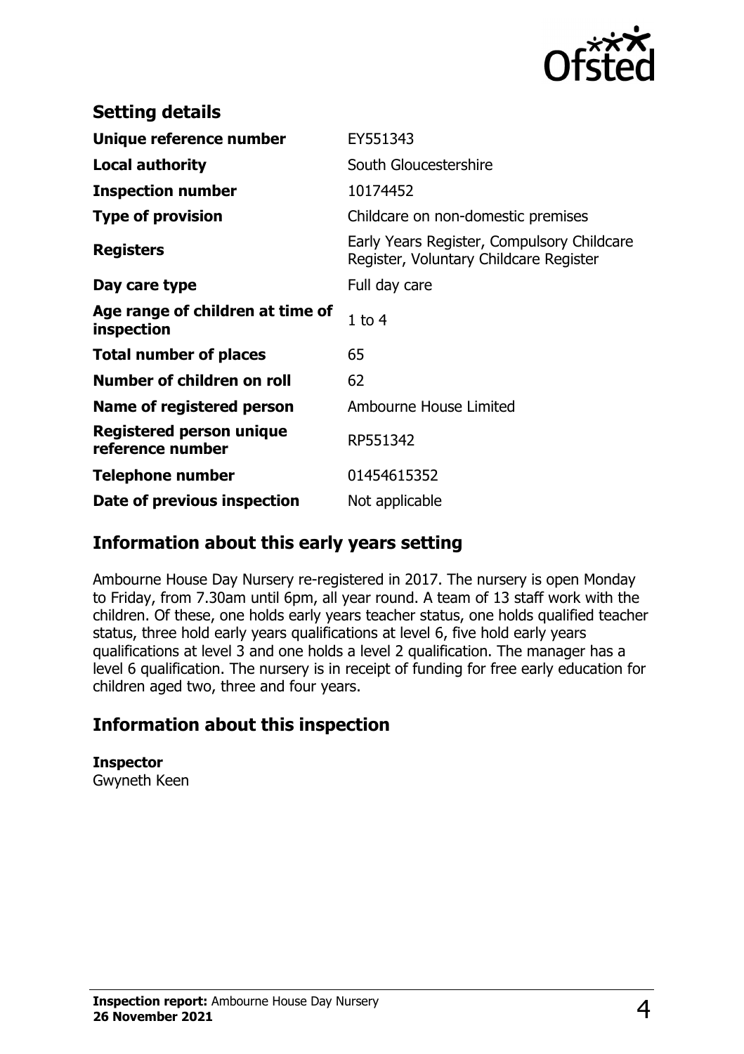## Setting details

| | |
|---|---|
| **Unique reference number** | EY551343 |
| **Local authority** | South Gloucestershire |
| **Inspection number** | 10174452 |
| **Type of provision** | Childcare on non-domestic premises |
| **Registers** | Early Years Register, Compulsory Childcare Register, Voluntary Childcare Register |
| **Day care type** | Full day care |
| **Age range of children at time of inspection** | 1 to 4 |
| **Total number of places** | 65 |
| **Number of children on roll** | 62 |
| **Name of registered person** | Ambourne House Limited |
| **Registered person unique reference number** | RP551342 |
| **Telephone number** | 01454615352 |
| **Date of previous inspection** | Not applicable |

## Information about this early years setting

Ambourne House Day Nursery re-registered in 2017. The nursery is open Monday to Friday, from 7.30am until 6pm, all year round. A team of 13 staff work with the children. Of these, one holds early years teacher status, one holds qualified teacher status, three hold early years qualifications at level 6, five hold early years qualifications at level 3 and one holds a level 2 qualification. The manager has a level 6 qualification. The nursery is in receipt of funding for free early education for children aged two, three and four years.

## Information about this inspection

**Inspector**
Gwyneth Keen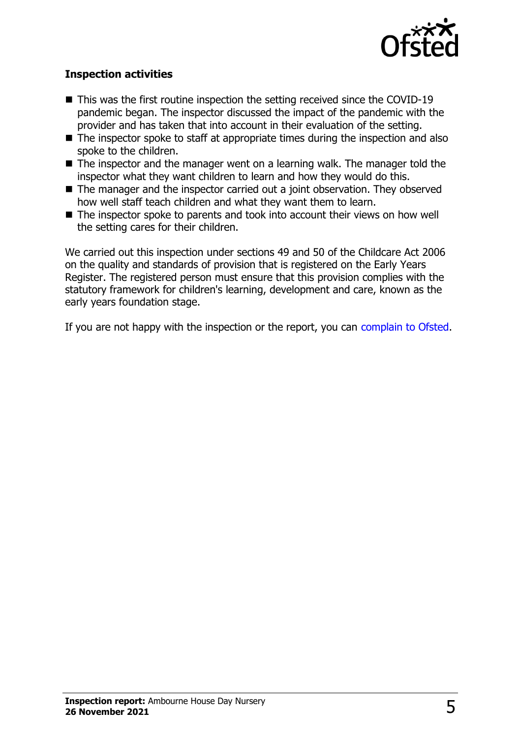### Inspection activities

- This was the first routine inspection the setting received since the COVID-19 pandemic began. The inspector discussed the impact of the pandemic with the provider and has taken that into account in their evaluation of the setting.
- The inspector spoke to staff at appropriate times during the inspection and also spoke to the children.
- The inspector and the manager went on a learning walk. The manager told the inspector what they want children to learn and how they would do this.
- The manager and the inspector carried out a joint observation. They observed how well staff teach children and what they want them to learn.
- The inspector spoke to parents and took into account their views on how well the setting cares for their children.

We carried out this inspection under sections 49 and 50 of the Childcare Act 2006 on the quality and standards of provision that is registered on the Early Years Register. The registered person must ensure that this provision complies with the statutory framework for children's learning, development and care, known as the early years foundation stage.

If you are not happy with the inspection or the report, you can complain to Ofsted.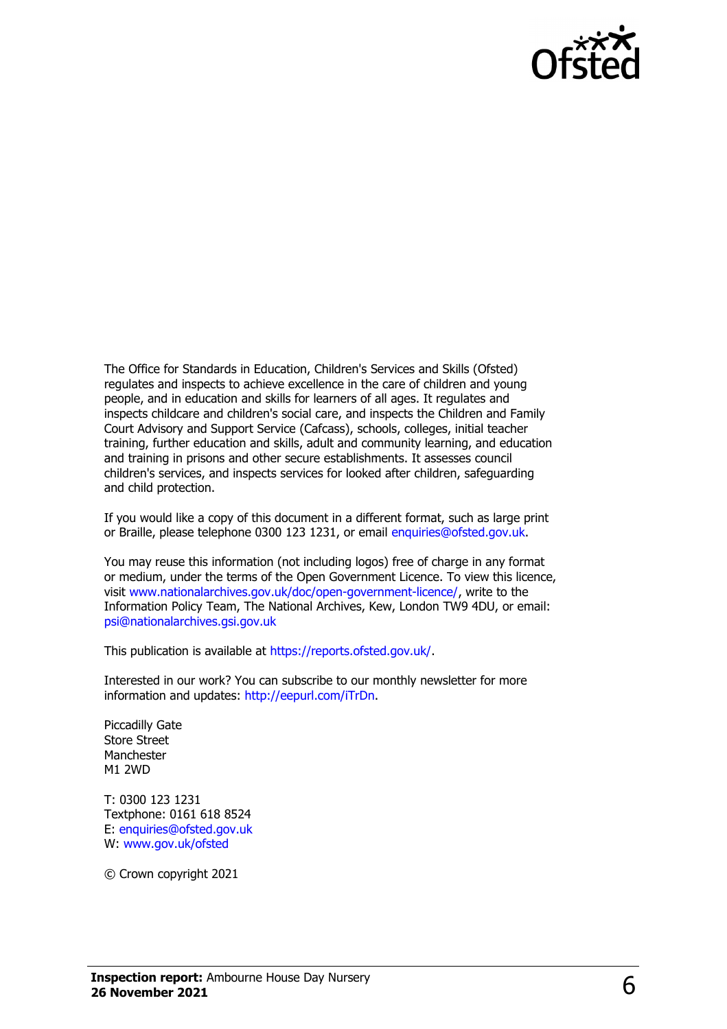The Office for Standards in Education, Children's Services and Skills (Ofsted) regulates and inspects to achieve excellence in the care of children and young people, and in education and skills for learners of all ages. It regulates and inspects childcare and children's social care, and inspects the Children and Family Court Advisory and Support Service (Cafcass), schools, colleges, initial teacher training, further education and skills, adult and community learning, and education and training in prisons and other secure establishments. It assesses council children's services, and inspects services for looked after children, safeguarding and child protection.

If you would like a copy of this document in a different format, such as large print or Braille, please telephone 0300 123 1231, or email enquiries@ofsted.gov.uk.

You may reuse this information (not including logos) free of charge in any format or medium, under the terms of the Open Government Licence. To view this licence, visit www.nationalarchives.gov.uk/doc/open-government-licence/, write to the Information Policy Team, The National Archives, Kew, London TW9 4DU, or email: psi@nationalarchives.gsi.gov.uk

This publication is available at https://reports.ofsted.gov.uk/.

Interested in our work? You can subscribe to our monthly newsletter for more information and updates: http://eepurl.com/iTrDn.

Piccadilly Gate
Store Street
Manchester
M1 2WD

T: 0300 123 1231
Textphone: 0161 618 8524
E: enquiries@ofsted.gov.uk
W: www.gov.uk/ofsted

© Crown copyright 2021